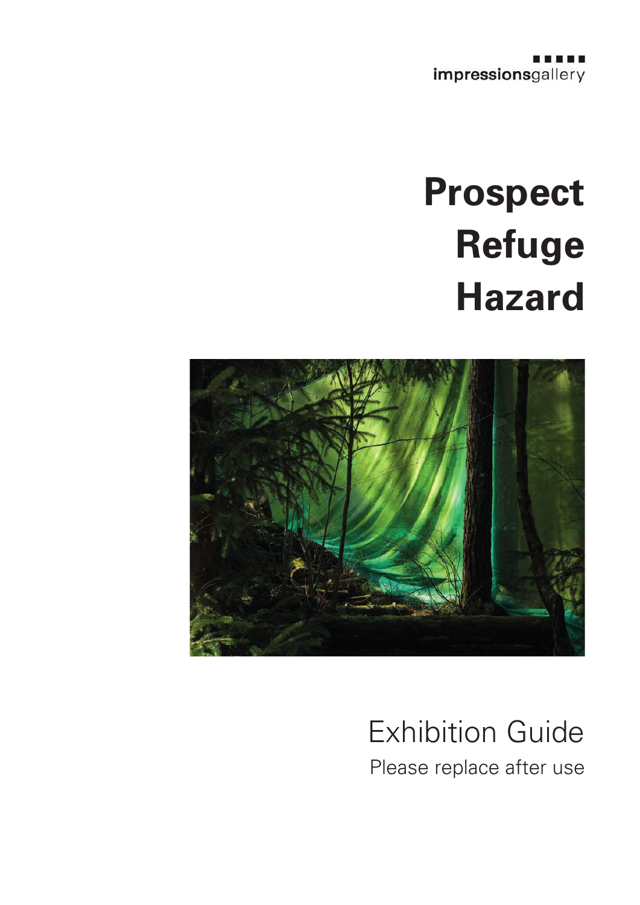impressionsgallery

# Prospect Refuge Hazard

## Exhibition Guide

Please replace after use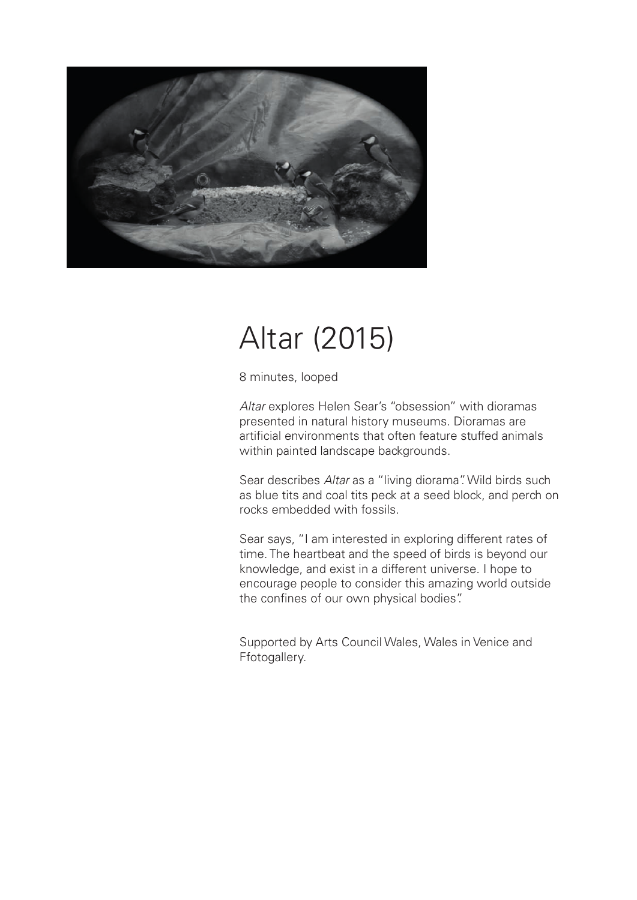# Altar (2015)

8 minutes, looped

*Altar* explores Helen Sear's "obsession" with dioramas presented in natural history museums. Dioramas are artificial environments that often feature stuffed animals within painted landscape backgrounds.

Sear describes *Altar* as a "living diorama". Wild birds such as blue tits and coal tits peck at a seed block, and perch on rocks embedded with fossils.

Sear says, "I am interested in exploring different rates of time. The heartbeat and the speed of birds is beyond our knowledge, and exist in a different universe. I hope to encourage people to consider this amazing world outside the confines of our own physical bodies".

Supported by Arts Council Wales, Wales in Venice and Ffotogallery.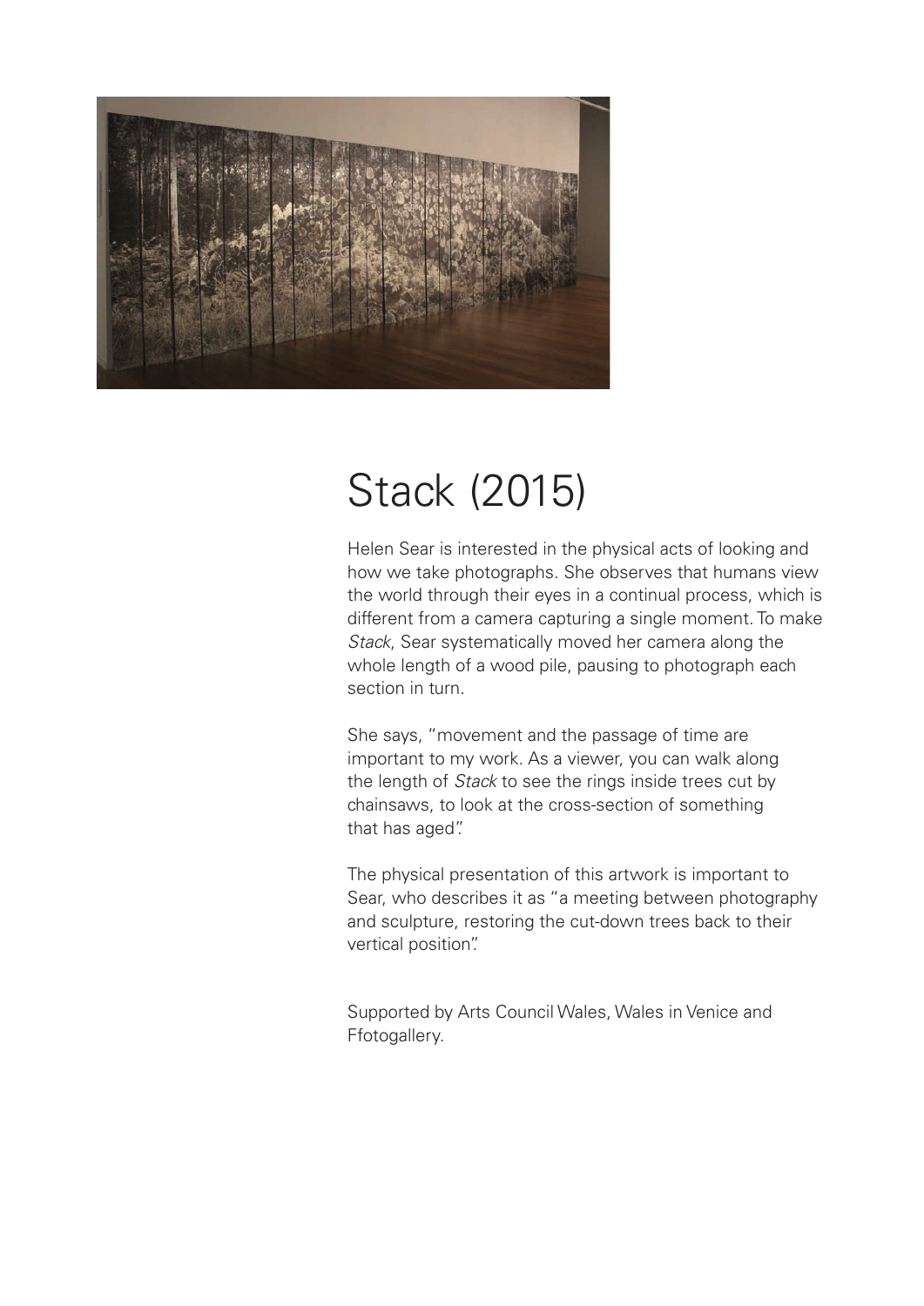# Stack (2015)

Helen Sear is interested in the physical acts of looking and how we take photographs. She observes that humans view the world through their eyes in a continual process, which is different from a camera capturing a single moment. To make *Stack*, Sear systematically moved her camera along the whole length of a wood pile, pausing to photograph each section in turn.

She says, "movement and the passage of time are important to my work. As a viewer, you can walk along the length of *Stack* to see the rings inside trees cut by chainsaws, to look at the cross-section of something that has aged".

The physical presentation of this artwork is important to Sear, who describes it as "a meeting between photography and sculpture, restoring the cut-down trees back to their vertical position".

Supported by Arts Council Wales, Wales in Venice and Ffotogallery.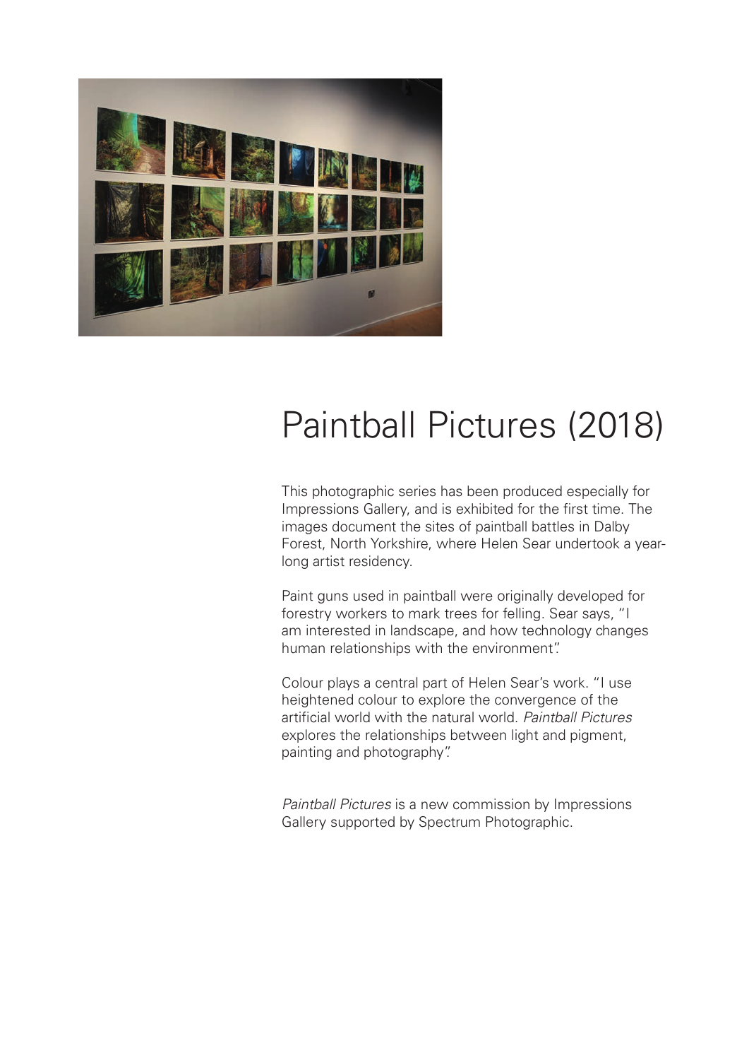# Paintball Pictures (2018)

This photographic series has been produced especially for Impressions Gallery, and is exhibited for the first time. The images document the sites of paintball battles in Dalby Forest, North Yorkshire, where Helen Sear undertook a year-long artist residency.

Paint guns used in paintball were originally developed for forestry workers to mark trees for felling. Sear says, "I am interested in landscape, and how technology changes human relationships with the environment".

Colour plays a central part of Helen Sear's work. "I use heightened colour to explore the convergence of the artificial world with the natural world. *Paintball Pictures* explores the relationships between light and pigment, painting and photography".

*Paintball Pictures* is a new commission by Impressions Gallery supported by Spectrum Photographic.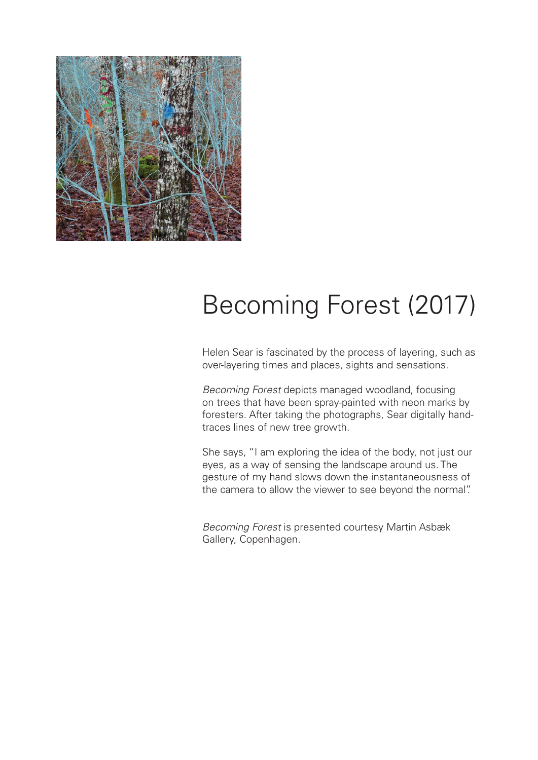# Becoming Forest (2017)

Helen Sear is fascinated by the process of layering, such as over-layering times and places, sights and sensations.

*Becoming Forest* depicts managed woodland, focusing on trees that have been spray-painted with neon marks by foresters. After taking the photographs, Sear digitally hand-traces lines of new tree growth.

She says, "I am exploring the idea of the body, not just our eyes, as a way of sensing the landscape around us. The gesture of my hand slows down the instantaneousness of the camera to allow the viewer to see beyond the normal".

*Becoming Forest* is presented courtesy Martin Asbæk Gallery, Copenhagen.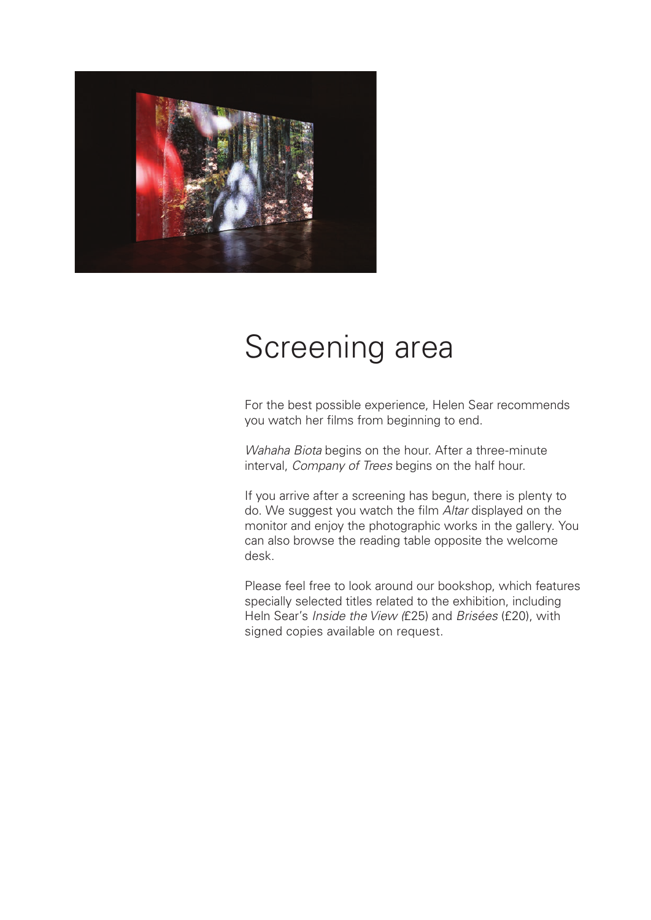# Screening area

For the best possible experience, Helen Sear recommends you watch her films from beginning to end.

*Wahaha Biota* begins on the hour. After a three-minute interval, *Company of Trees* begins on the half hour.

If you arrive after a screening has begun, there is plenty to do. We suggest you watch the film *Altar* displayed on the monitor and enjoy the photographic works in the gallery. You can also browse the reading table opposite the welcome desk.

Please feel free to look around our bookshop, which features specially selected titles related to the exhibition, including Heln Sear's *Inside the View (*£25) and *Brisées* (£20), with signed copies available on request.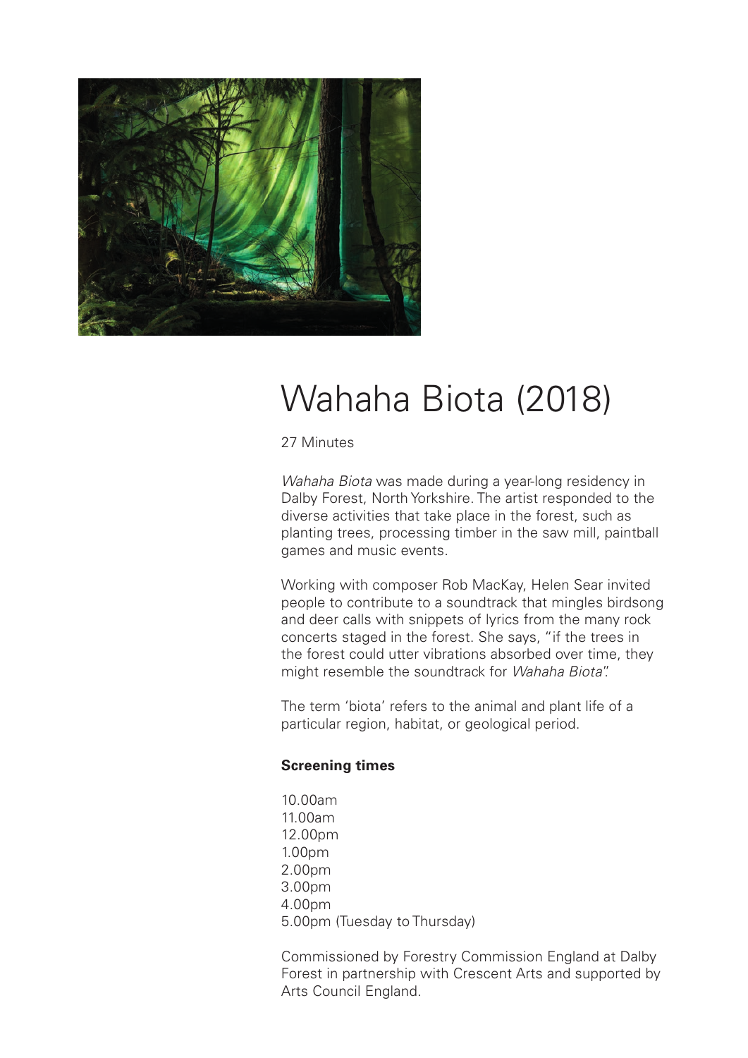# Wahaha Biota (2018)

27 Minutes

*Wahaha Biota* was made during a year-long residency in Dalby Forest, North Yorkshire. The artist responded to the diverse activities that take place in the forest, such as planting trees, processing timber in the saw mill, paintball games and music events.

Working with composer Rob MacKay, Helen Sear invited people to contribute to a soundtrack that mingles birdsong and deer calls with snippets of lyrics from the many rock concerts staged in the forest. She says, "if the trees in the forest could utter vibrations absorbed over time, they might resemble the soundtrack for *Wahaha Biota*".

The term 'biota' refers to the animal and plant life of a particular region, habitat, or geological period.

**Screening times**

10.00am
11.00am
12.00pm
1.00pm
2.00pm
3.00pm
4.00pm
5.00pm (Tuesday to Thursday)

Commissioned by Forestry Commission England at Dalby Forest in partnership with Crescent Arts and supported by Arts Council England.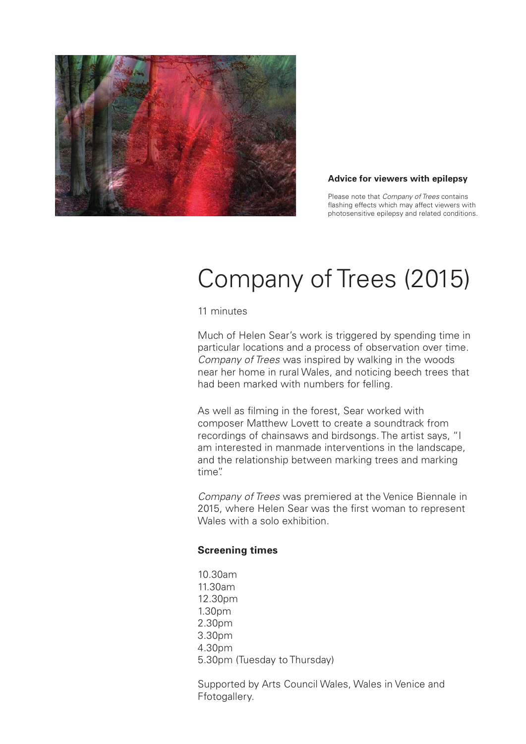**Advice for viewers with epilepsy**

Please note that *Company of Trees* contains flashing effects which may affect viewers with photosensitive epilepsy and related conditions.

# Company of Trees (2015)

11 minutes

Much of Helen Sear's work is triggered by spending time in particular locations and a process of observation over time. *Company of Trees* was inspired by walking in the woods near her home in rural Wales, and noticing beech trees that had been marked with numbers for felling.

As well as filming in the forest, Sear worked with composer Matthew Lovett to create a soundtrack from recordings of chainsaws and birdsongs. The artist says, "I am interested in manmade interventions in the landscape, and the relationship between marking trees and marking time".

*Company of Trees* was premiered at the Venice Biennale in 2015, where Helen Sear was the first woman to represent Wales with a solo exhibition.

**Screening times**

10.30am
11.30am
12.30pm
1.30pm
2.30pm
3.30pm
4.30pm
5.30pm (Tuesday to Thursday)

Supported by Arts Council Wales, Wales in Venice and Ffotogallery.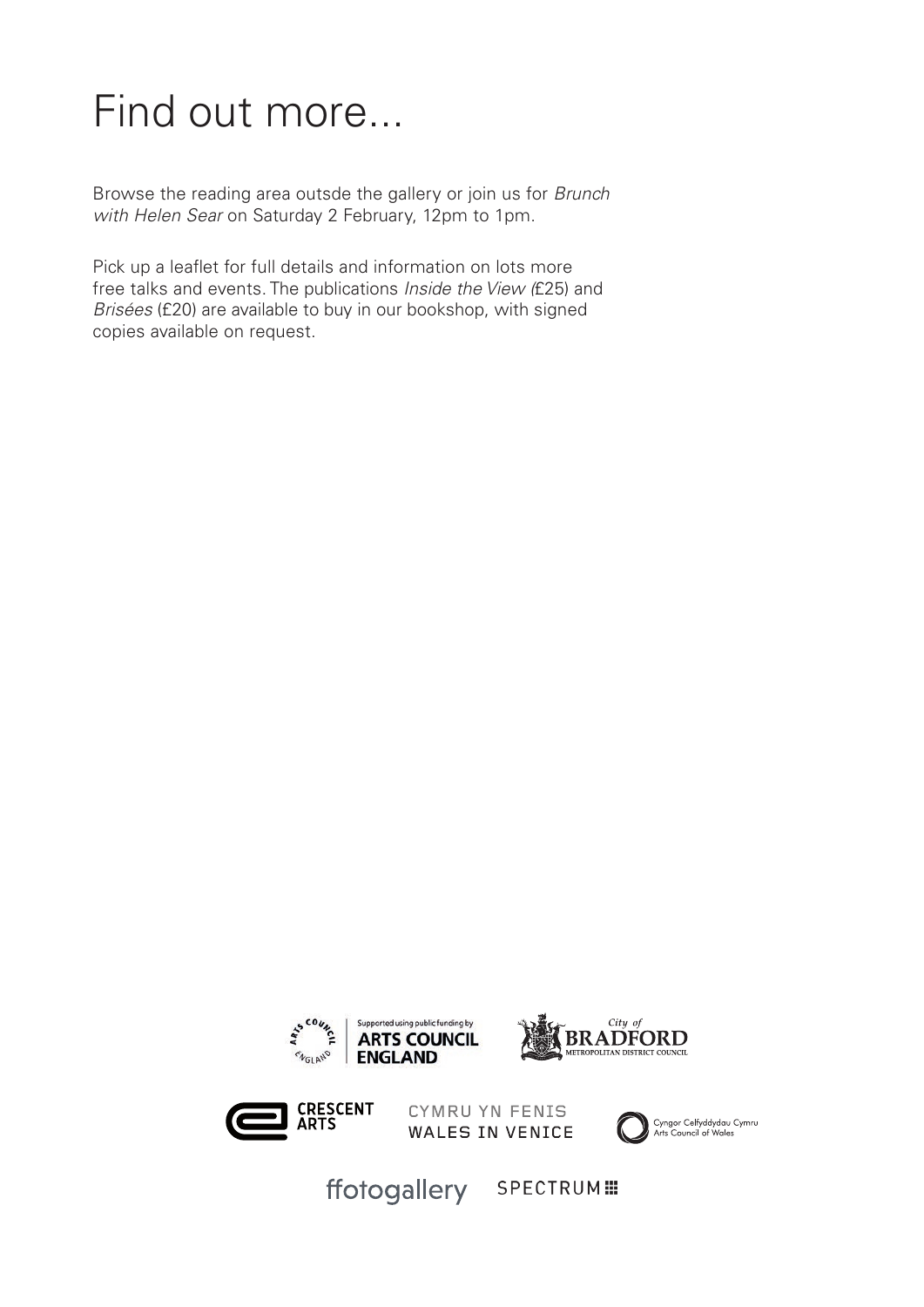# Find out more...

Browse the reading area outsde the gallery or join us for *Brunch with Helen Sear* on Saturday 2 February, 12pm to 1pm.

Pick up a leaflet for full details and information on lots more free talks and events. The publications *Inside the View (*£25) and *Brisées* (£20) are available to buy in our bookshop, with signed copies available on request.

Supported using public funding by ARTS COUNCIL ENGLAND

City of BRADFORD METROPOLITAN DISTRICT COUNCIL

CRESCENT ARTS

CYMRU YN FENIS
WALES IN VENICE

Cyngor Celfyddydau Cymru
Arts Council of Wales

ffotogallery

SPECTRUM